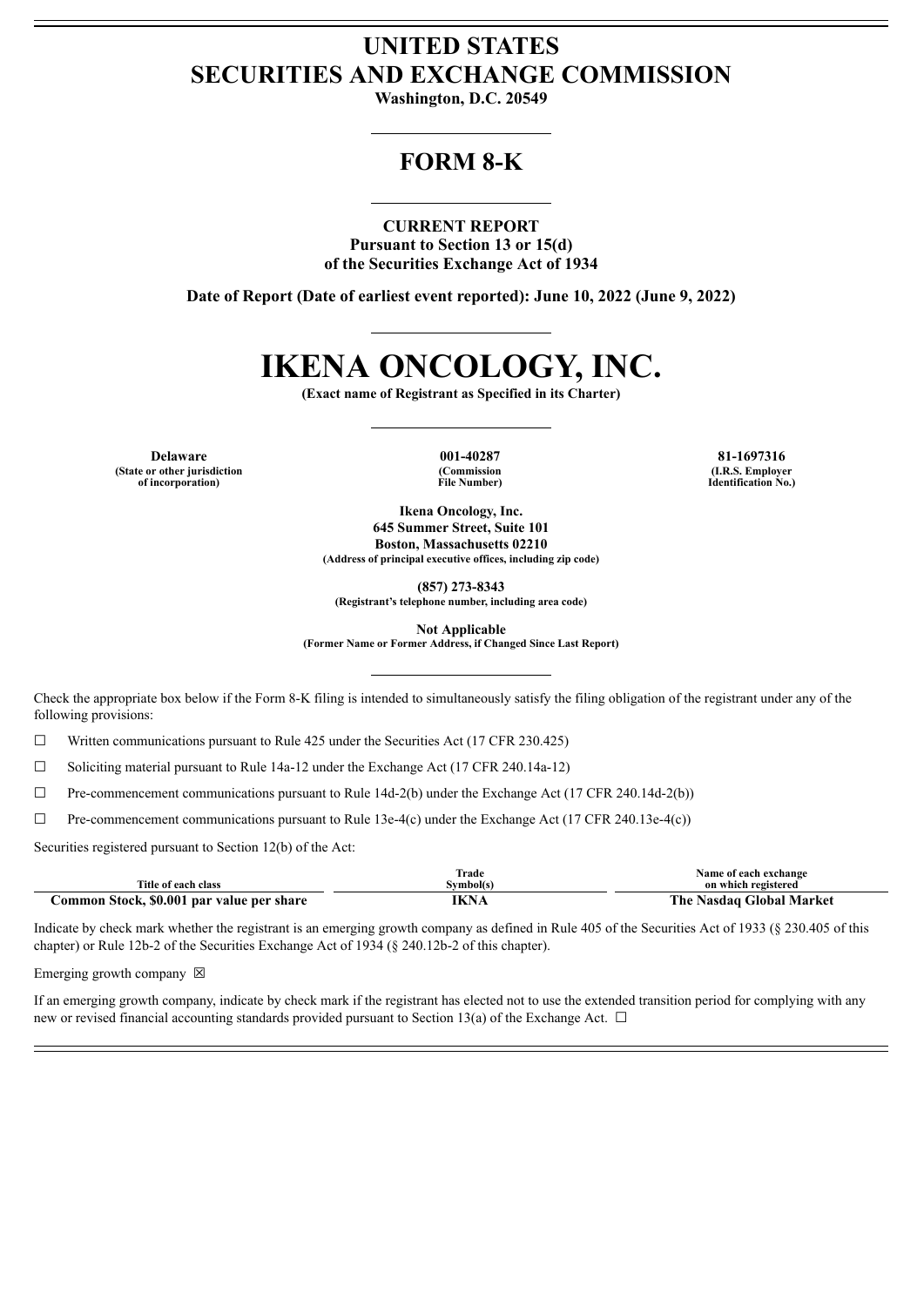# UNITED STATES
# SECURITIES AND EXCHANGE COMMISSION

**Washington, D.C. 20549**

---

## FORM 8-K

---

**CURRENT REPORT**
**Pursuant to Section 13 or 15(d)**
**of the Securities Exchange Act of 1934**

**Date of Report (Date of earliest event reported): June 10, 2022 (June 9, 2022)**

---

# IKENA ONCOLOGY, INC.

**(Exact name of Registrant as Specified in its Charter)**

---

| **Delaware** | **001-40287** | **81-1697316** |
|---|---|---|
| **(State or other jurisdiction of incorporation)** | **(Commission File Number)** | **(I.R.S. Employer Identification No.)** |

**Ikena Oncology, Inc.**
**645 Summer Street, Suite 101**
**Boston, Massachusetts 02210**
**(Address of principal executive offices, including zip code)**

**(857) 273-8343**
**(Registrant's telephone number, including area code)**

**Not Applicable**
**(Former Name or Former Address, if Changed Since Last Report)**

---

Check the appropriate box below if the Form 8-K filing is intended to simultaneously satisfy the filing obligation of the registrant under any of the following provisions:

☐ Written communications pursuant to Rule 425 under the Securities Act (17 CFR 230.425)

☐ Soliciting material pursuant to Rule 14a-12 under the Exchange Act (17 CFR 240.14a-12)

☐ Pre-commencement communications pursuant to Rule 14d-2(b) under the Exchange Act (17 CFR 240.14d-2(b))

☐ Pre-commencement communications pursuant to Rule 13e-4(c) under the Exchange Act (17 CFR 240.13e-4(c))

Securities registered pursuant to Section 12(b) of the Act:

| Title of each class | Trade Symbol(s) | Name of each exchange on which registered |
|---|---|---|
| **Common Stock, $0.001 par value per share** | **IKNA** | **The Nasdaq Global Market** |

Indicate by check mark whether the registrant is an emerging growth company as defined in Rule 405 of the Securities Act of 1933 (§ 230.405 of this chapter) or Rule 12b-2 of the Securities Exchange Act of 1934 (§ 240.12b-2 of this chapter).

Emerging growth company ☒

If an emerging growth company, indicate by check mark if the registrant has elected not to use the extended transition period for complying with any new or revised financial accounting standards provided pursuant to Section 13(a) of the Exchange Act. ☐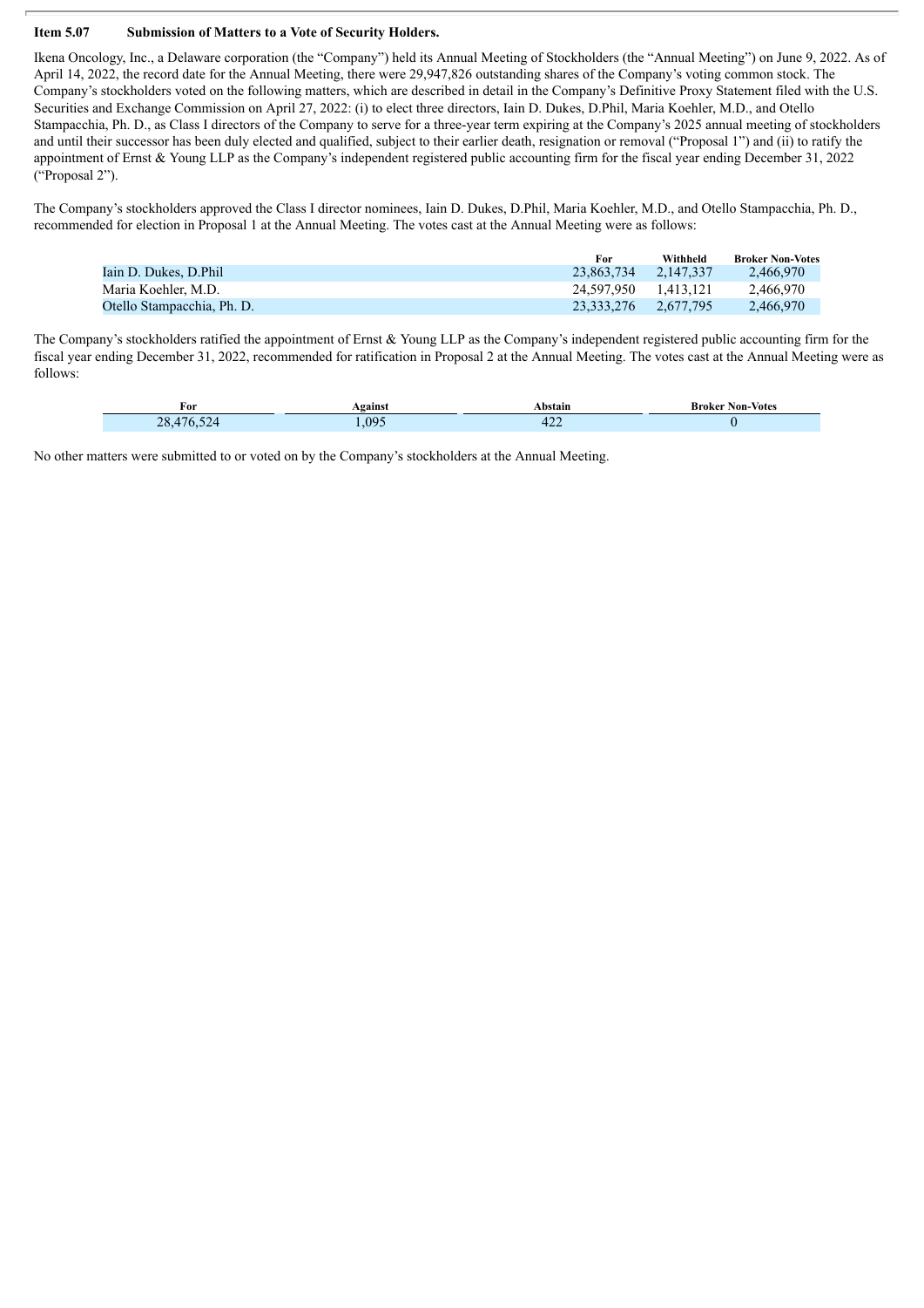**Item 5.07 Submission of Matters to a Vote of Security Holders.**

Ikena Oncology, Inc., a Delaware corporation (the "Company") held its Annual Meeting of Stockholders (the "Annual Meeting") on June 9, 2022. As of April 14, 2022, the record date for the Annual Meeting, there were 29,947,826 outstanding shares of the Company's voting common stock. The Company's stockholders voted on the following matters, which are described in detail in the Company's Definitive Proxy Statement filed with the U.S. Securities and Exchange Commission on April 27, 2022: (i) to elect three directors, Iain D. Dukes, D.Phil, Maria Koehler, M.D., and Otello Stampacchia, Ph. D., as Class I directors of the Company to serve for a three-year term expiring at the Company's 2025 annual meeting of stockholders and until their successor has been duly elected and qualified, subject to their earlier death, resignation or removal ("Proposal 1") and (ii) to ratify the appointment of Ernst & Young LLP as the Company's independent registered public accounting firm for the fiscal year ending December 31, 2022 ("Proposal 2").

The Company's stockholders approved the Class I director nominees, Iain D. Dukes, D.Phil, Maria Koehler, M.D., and Otello Stampacchia, Ph. D., recommended for election in Proposal 1 at the Annual Meeting. The votes cast at the Annual Meeting were as follows:

| | For | Withheld | Broker Non-Votes |
|---|---|---|---|
| Iain D. Dukes, D.Phil | 23,863,734 | 2,147,337 | 2,466,970 |
| Maria Koehler, M.D. | 24,597,950 | 1,413,121 | 2,466,970 |
| Otello Stampacchia, Ph. D. | 23,333,276 | 2,677,795 | 2,466,970 |

The Company's stockholders ratified the appointment of Ernst & Young LLP as the Company's independent registered public accounting firm for the fiscal year ending December 31, 2022, recommended for ratification in Proposal 2 at the Annual Meeting. The votes cast at the Annual Meeting were as follows:

| For | Against | Abstain | Broker Non-Votes |
|---|---|---|---|
| 28,476,524 | 1,095 | 422 | 0 |

No other matters were submitted to or voted on by the Company's stockholders at the Annual Meeting.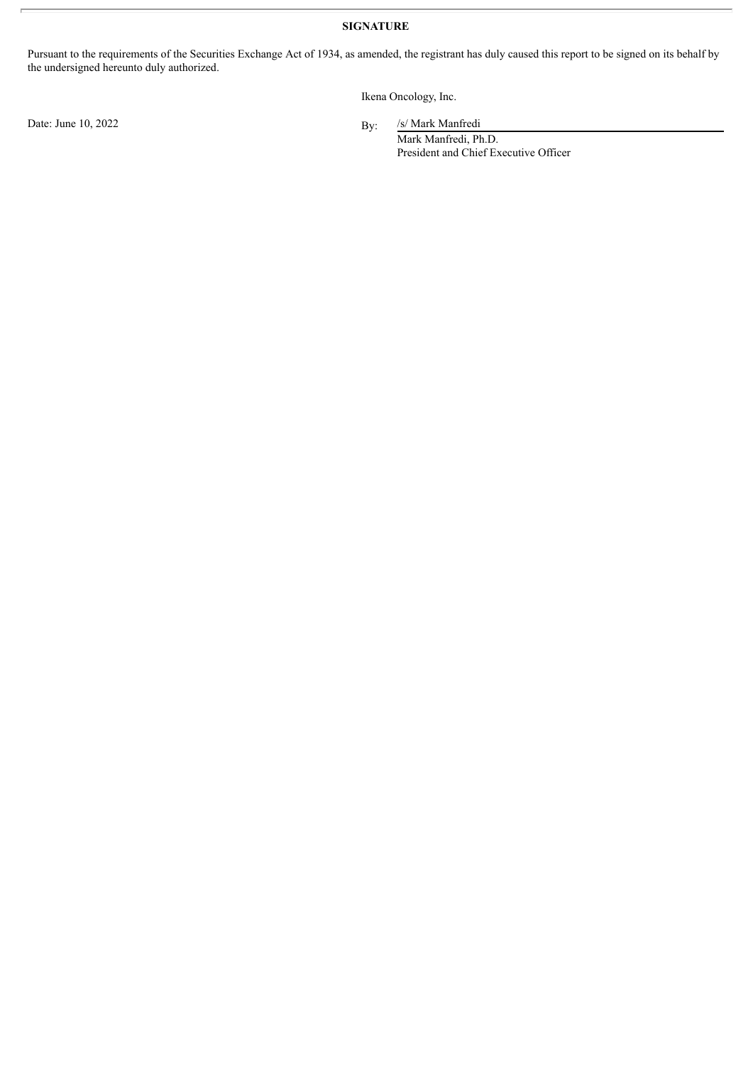**SIGNATURE**

Pursuant to the requirements of the Securities Exchange Act of 1934, as amended, the registrant has duly caused this report to be signed on its behalf by the undersigned hereunto duly authorized.

Ikena Oncology, Inc.

Date: June 10, 2022

By: /s/ Mark Manfredi
Mark Manfredi, Ph.D.
President and Chief Executive Officer